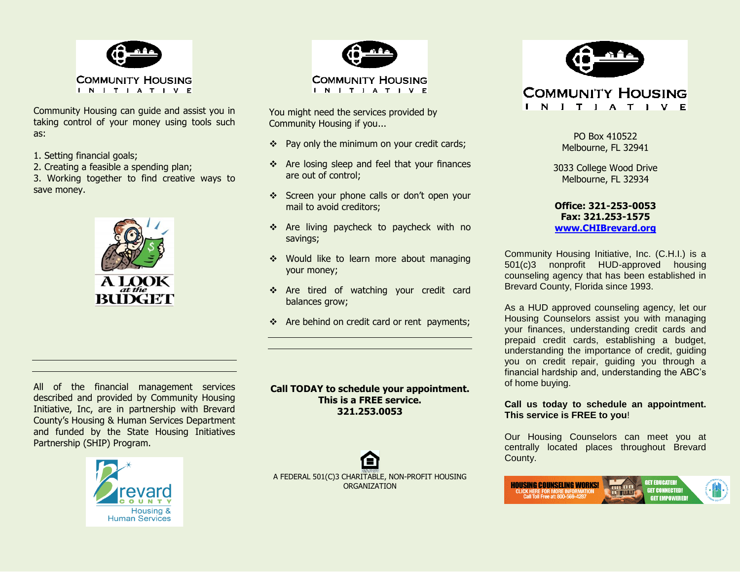COMMUNITY HOUSING INITIATIVE

Community Housing can guide and assist you in taking control of your money using tools such as:

1. Setting financial goals;
2. Creating a feasible a spending plan;
3. Working together to find creative ways to save money.

A LOOK at the BUDGET

All of the financial management services described and provided by Community Housing Initiative, Inc, are in partnership with Brevard County's Housing & Human Services Department and funded by the State Housing Initiatives Partnership (SHIP) Program.

Brevard County Housing & Human Services

COMMUNITY HOUSING INITIATIVE

You might need the services provided by Community Housing if you...

- Pay only the minimum on your credit cards;
- Are losing sleep and feel that your finances are out of control;
- Screen your phone calls or don't open your mail to avoid creditors;
- Are living paycheck to paycheck with no savings;
- Would like to learn more about managing your money;
- Are tired of watching your credit card balances grow;
- Are behind on credit card or rent payments;

**Call TODAY to schedule your appointment.**
**This is a FREE service.**
**321.253.0053**

A FEDERAL 501(C)3 CHARITABLE, NON-PROFIT HOUSING ORGANIZATION

COMMUNITY HOUSING INITIATIVE

PO Box 410522
Melbourne, FL 32941

3033 College Wood Drive
Melbourne, FL 32934

**Office: 321-253-0053**
**Fax: 321.253-1575**
**www.CHIBrevard.org**

Community Housing Initiative, Inc. (C.H.I.) is a 501(c)3 nonprofit HUD-approved housing counseling agency that has been established in Brevard County, Florida since 1993.

As a HUD approved counseling agency, let our Housing Counselors assist you with managing your finances, understanding credit cards and prepaid credit cards, establishing a budget, understanding the importance of credit, guiding you on credit repair, guiding you through a financial hardship and, understanding the ABC's of home buying.

**Call us today to schedule an appointment. This service is FREE to you!**

Our Housing Counselors can meet you at centrally located places throughout Brevard County.

HOUSING COUNSELING WORKS! CLICK HERE FOR MORE INFORMATION Call Toll Free at: 800-569-4287 GET EDUCATED! GET CONNECTED! GET EMPOWERED!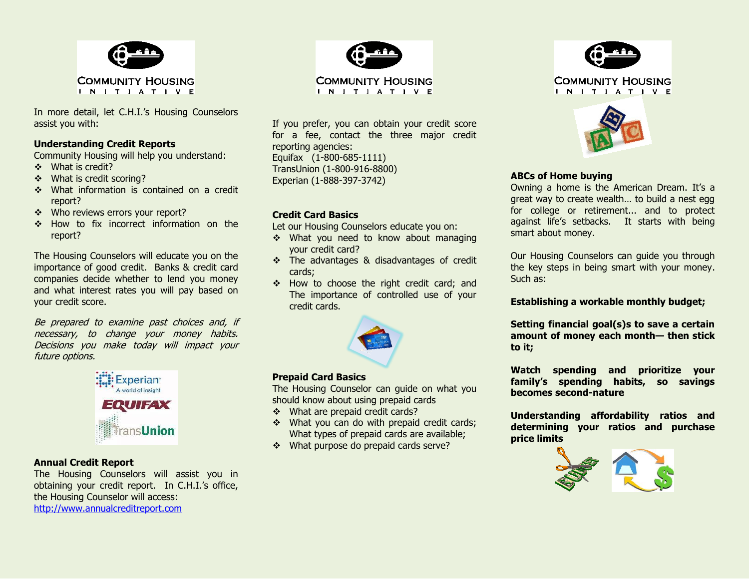In more detail, let C.H.I.'s Housing Counselors assist you with:

**Understanding Credit Reports**

Community Housing will help you understand:

- What is credit?
- What is credit scoring?
- What information is contained on a credit report?
- Who reviews errors your report?
- How to fix incorrect information on the report?

The Housing Counselors will educate you on the importance of good credit. Banks & credit card companies decide whether to lend you money and what interest rates you will pay based on your credit score.

*Be prepared to examine past choices and, if necessary, to change your money habits. Decisions you make today will impact your future options.*

**Annual Credit Report**

The Housing Counselors will assist you in obtaining your credit report. In C.H.I.'s office, the Housing Counselor will access:
http://www.annualcreditreport.com

If you prefer, you can obtain your credit score for a fee, contact the three major credit reporting agencies:
Equifax (1-800-685-1111)
TransUnion (1-800-916-8800)
Experian (1-888-397-3742)

**Credit Card Basics**

Let our Housing Counselors educate you on:

- What you need to know about managing your credit card?
- The advantages & disadvantages of credit cards;
- How to choose the right credit card; and The importance of controlled use of your credit cards.

**Prepaid Card Basics**

The Housing Counselor can guide on what you should know about using prepaid cards

- What are prepaid credit cards?
- What you can do with prepaid credit cards; What types of prepaid cards are available;
- What purpose do prepaid cards serve?

**ABCs of Home buying**

Owning a home is the American Dream. It's a great way to create wealth… to build a nest egg for college or retirement... and to protect against life's setbacks. It starts with being smart about money.

Our Housing Counselors can guide you through the key steps in being smart with your money. Such as:

**Establishing a workable monthly budget;**

**Setting financial goal(s)s to save a certain amount of money each month— then stick to it;**

**Watch spending and prioritize your family's spending habits, so savings becomes second-nature**

**Understanding affordability ratios and determining your ratios and purchase price limits**